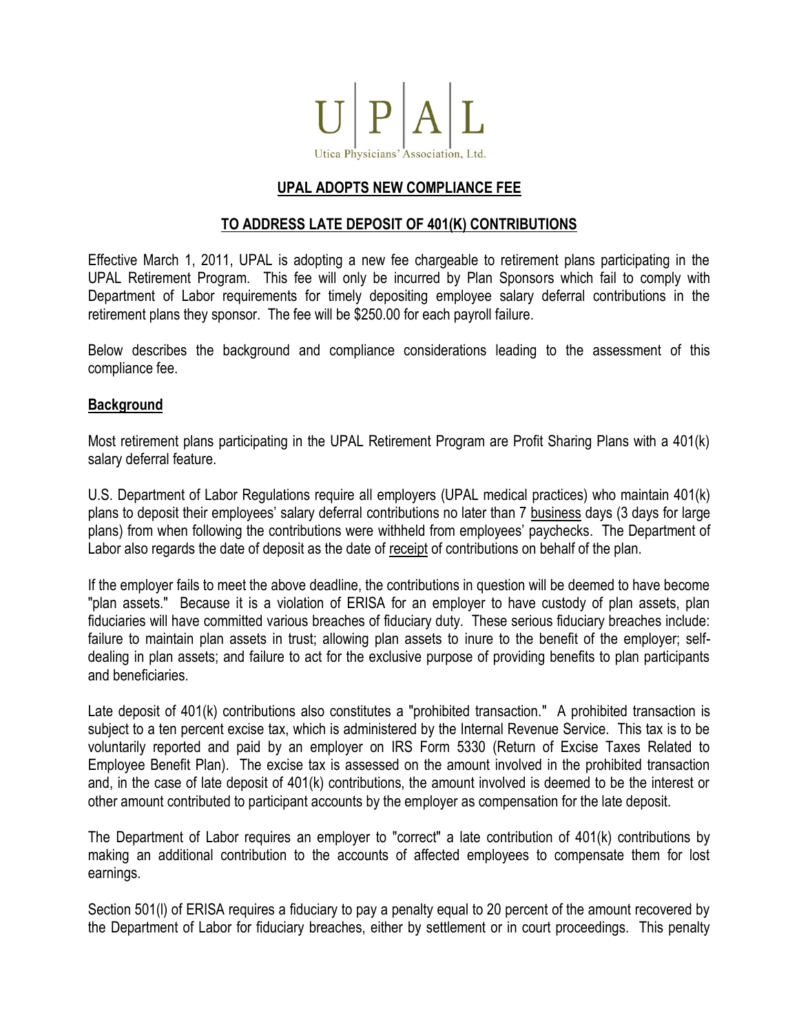U|P|A|L

Utica Physicians' Association, Ltd.

## UPAL ADOPTS NEW COMPLIANCE FEE

## TO ADDRESS LATE DEPOSIT OF 401(K) CONTRIBUTIONS

Effective March 1, 2011, UPAL is adopting a new fee chargeable to retirement plans participating in the UPAL Retirement Program. This fee will only be incurred by Plan Sponsors which fail to comply with Department of Labor requirements for timely depositing employee salary deferral contributions in the retirement plans they sponsor. The fee will be $250.00 for each payroll failure.

Below describes the background and compliance considerations leading to the assessment of this compliance fee.

### Background

Most retirement plans participating in the UPAL Retirement Program are Profit Sharing Plans with a 401(k) salary deferral feature.

U.S. Department of Labor Regulations require all employers (UPAL medical practices) who maintain 401(k) plans to deposit their employees' salary deferral contributions no later than 7 business days (3 days for large plans) from when following the contributions were withheld from employees' paychecks. The Department of Labor also regards the date of deposit as the date of receipt of contributions on behalf of the plan.

If the employer fails to meet the above deadline, the contributions in question will be deemed to have become "plan assets." Because it is a violation of ERISA for an employer to have custody of plan assets, plan fiduciaries will have committed various breaches of fiduciary duty. These serious fiduciary breaches include: failure to maintain plan assets in trust; allowing plan assets to inure to the benefit of the employer; self-dealing in plan assets; and failure to act for the exclusive purpose of providing benefits to plan participants and beneficiaries.

Late deposit of 401(k) contributions also constitutes a "prohibited transaction." A prohibited transaction is subject to a ten percent excise tax, which is administered by the Internal Revenue Service. This tax is to be voluntarily reported and paid by an employer on IRS Form 5330 (Return of Excise Taxes Related to Employee Benefit Plan). The excise tax is assessed on the amount involved in the prohibited transaction and, in the case of late deposit of 401(k) contributions, the amount involved is deemed to be the interest or other amount contributed to participant accounts by the employer as compensation for the late deposit.

The Department of Labor requires an employer to "correct" a late contribution of 401(k) contributions by making an additional contribution to the accounts of affected employees to compensate them for lost earnings.

Section 501(l) of ERISA requires a fiduciary to pay a penalty equal to 20 percent of the amount recovered by the Department of Labor for fiduciary breaches, either by settlement or in court proceedings. This penalty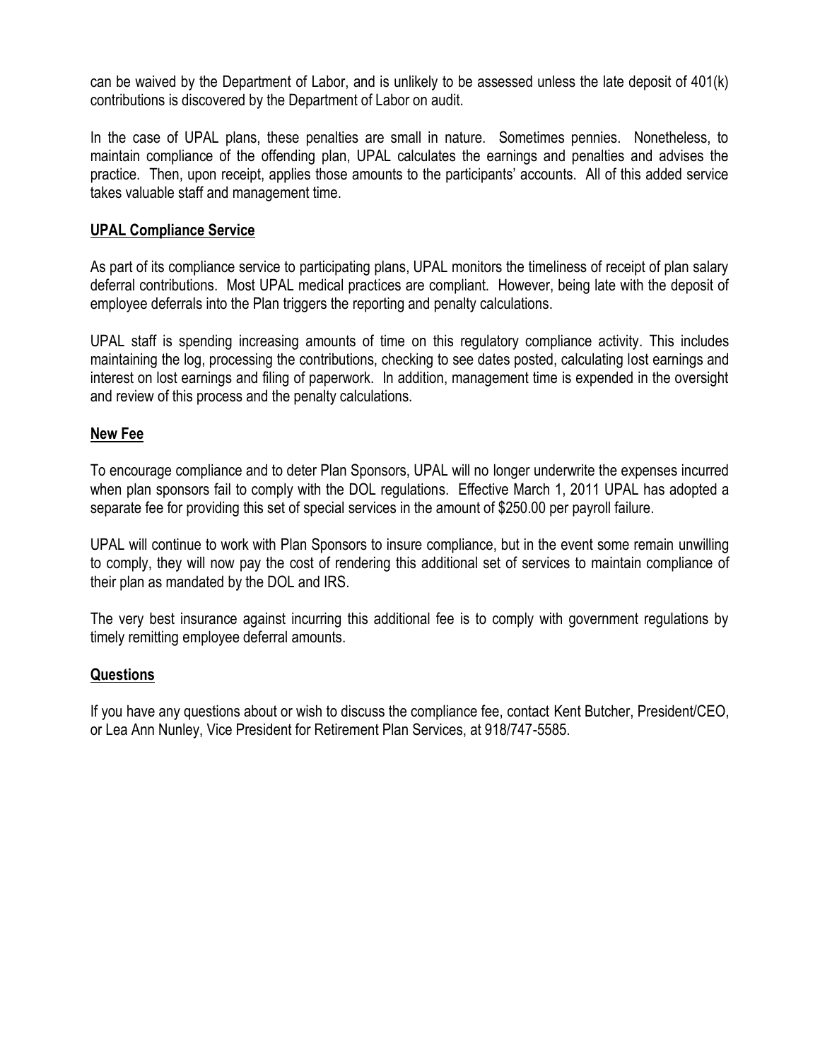can be waived by the Department of Labor, and is unlikely to be assessed unless the late deposit of 401(k) contributions is discovered by the Department of Labor on audit.

In the case of UPAL plans, these penalties are small in nature. Sometimes pennies. Nonetheless, to maintain compliance of the offending plan, UPAL calculates the earnings and penalties and advises the practice. Then, upon receipt, applies those amounts to the participants' accounts. All of this added service takes valuable staff and management time.

## UPAL Compliance Service

As part of its compliance service to participating plans, UPAL monitors the timeliness of receipt of plan salary deferral contributions. Most UPAL medical practices are compliant. However, being late with the deposit of employee deferrals into the Plan triggers the reporting and penalty calculations.

UPAL staff is spending increasing amounts of time on this regulatory compliance activity. This includes maintaining the log, processing the contributions, checking to see dates posted, calculating lost earnings and interest on lost earnings and filing of paperwork. In addition, management time is expended in the oversight and review of this process and the penalty calculations.

## New Fee

To encourage compliance and to deter Plan Sponsors, UPAL will no longer underwrite the expenses incurred when plan sponsors fail to comply with the DOL regulations. Effective March 1, 2011 UPAL has adopted a separate fee for providing this set of special services in the amount of $250.00 per payroll failure.

UPAL will continue to work with Plan Sponsors to insure compliance, but in the event some remain unwilling to comply, they will now pay the cost of rendering this additional set of services to maintain compliance of their plan as mandated by the DOL and IRS.

The very best insurance against incurring this additional fee is to comply with government regulations by timely remitting employee deferral amounts.

## Questions

If you have any questions about or wish to discuss the compliance fee, contact Kent Butcher, President/CEO, or Lea Ann Nunley, Vice President for Retirement Plan Services, at 918/747-5585.